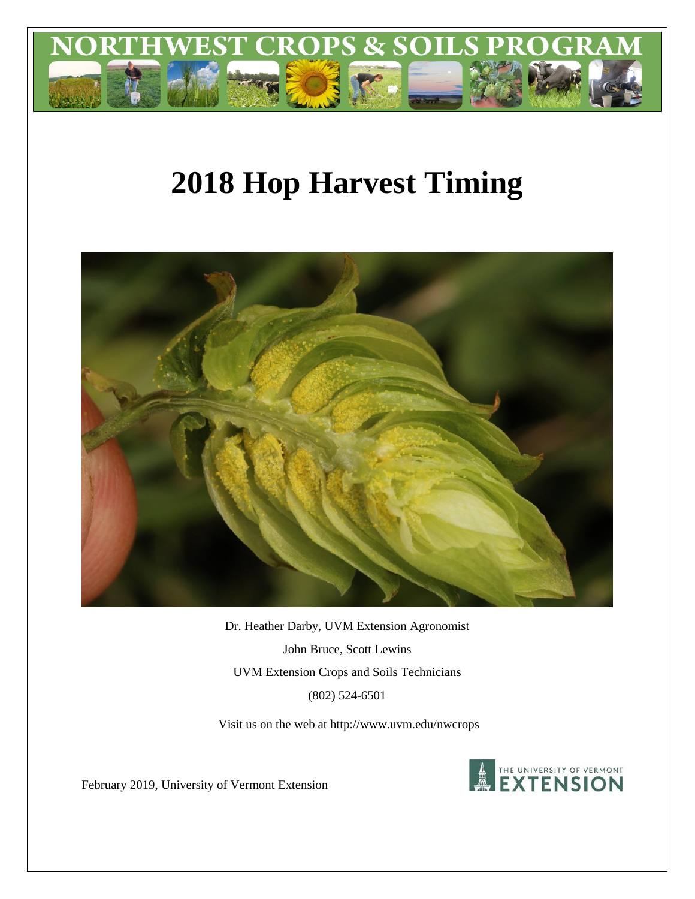NORTHWEST CROPS & SOILS PROGRAM

# 2018 Hop Harvest Timing

Dr. Heather Darby, UVM Extension Agronomist

John Bruce, Scott Lewins

UVM Extension Crops and Soils Technicians

(802) 524-6501

Visit us on the web at http://www.uvm.edu/nwcrops

February 2019, University of Vermont Extension

THE UNIVERSITY OF VERMONT EXTENSION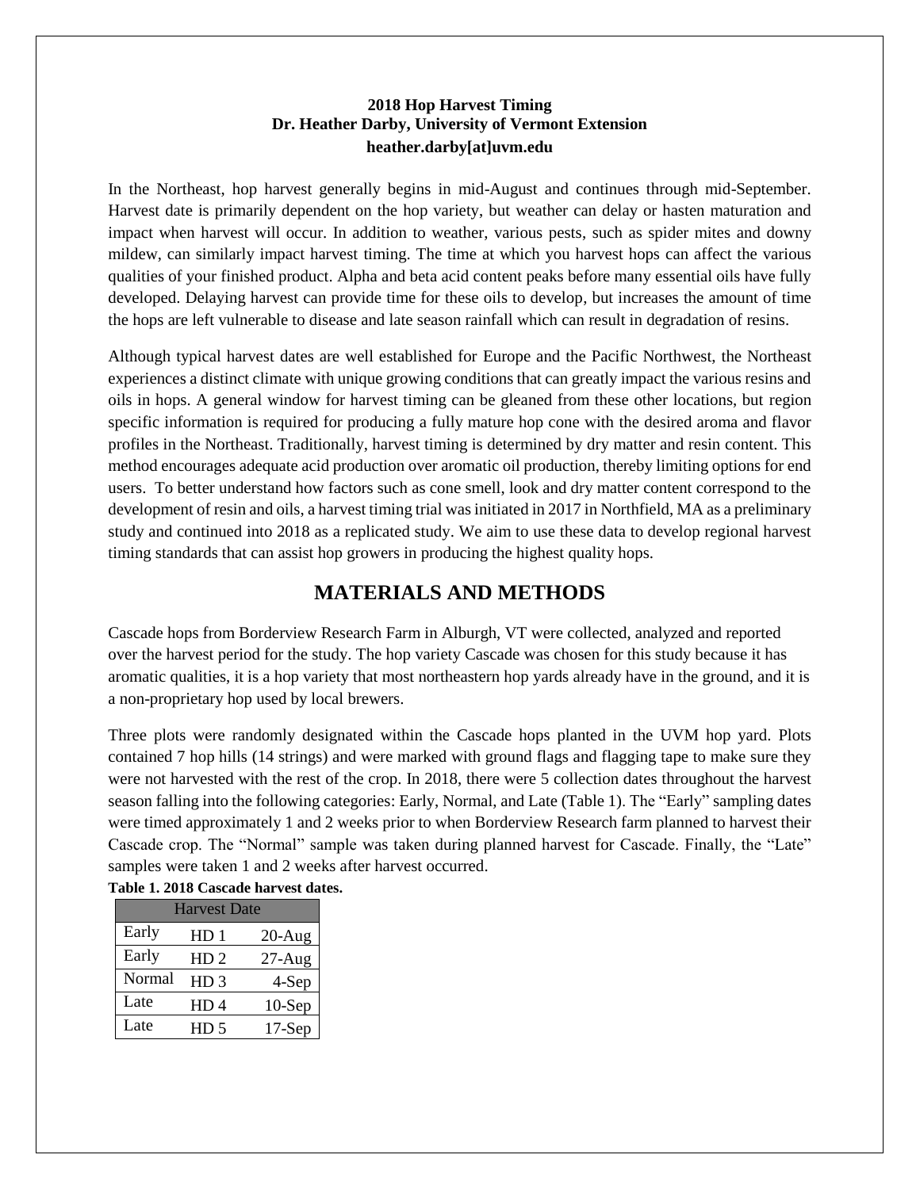**2018 Hop Harvest Timing**
**Dr. Heather Darby, University of Vermont Extension**
**heather.darby[at]uvm.edu**

In the Northeast, hop harvest generally begins in mid-August and continues through mid-September. Harvest date is primarily dependent on the hop variety, but weather can delay or hasten maturation and impact when harvest will occur. In addition to weather, various pests, such as spider mites and downy mildew, can similarly impact harvest timing. The time at which you harvest hops can affect the various qualities of your finished product. Alpha and beta acid content peaks before many essential oils have fully developed. Delaying harvest can provide time for these oils to develop, but increases the amount of time the hops are left vulnerable to disease and late season rainfall which can result in degradation of resins.

Although typical harvest dates are well established for Europe and the Pacific Northwest, the Northeast experiences a distinct climate with unique growing conditions that can greatly impact the various resins and oils in hops. A general window for harvest timing can be gleaned from these other locations, but region specific information is required for producing a fully mature hop cone with the desired aroma and flavor profiles in the Northeast. Traditionally, harvest timing is determined by dry matter and resin content. This method encourages adequate acid production over aromatic oil production, thereby limiting options for end users. To better understand how factors such as cone smell, look and dry matter content correspond to the development of resin and oils, a harvest timing trial was initiated in 2017 in Northfield, MA as a preliminary study and continued into 2018 as a replicated study. We aim to use these data to develop regional harvest timing standards that can assist hop growers in producing the highest quality hops.

# MATERIALS AND METHODS

Cascade hops from Borderview Research Farm in Alburgh, VT were collected, analyzed and reported over the harvest period for the study. The hop variety Cascade was chosen for this study because it has aromatic qualities, it is a hop variety that most northeastern hop yards already have in the ground, and it is a non-proprietary hop used by local brewers.

Three plots were randomly designated within the Cascade hops planted in the UVM hop yard. Plots contained 7 hop hills (14 strings) and were marked with ground flags and flagging tape to make sure they were not harvested with the rest of the crop. In 2018, there were 5 collection dates throughout the harvest season falling into the following categories: Early, Normal, and Late (Table 1). The "Early" sampling dates were timed approximately 1 and 2 weeks prior to when Borderview Research farm planned to harvest their Cascade crop. The "Normal" sample was taken during planned harvest for Cascade. Finally, the "Late" samples were taken 1 and 2 weeks after harvest occurred.

**Table 1. 2018 Cascade harvest dates.**

| Harvest Date | | |
|---|---|---|
| Early | HD 1 | 20-Aug |
| Early | HD 2 | 27-Aug |
| Normal | HD 3 | 4-Sep |
| Late | HD 4 | 10-Sep |
| Late | HD 5 | 17-Sep |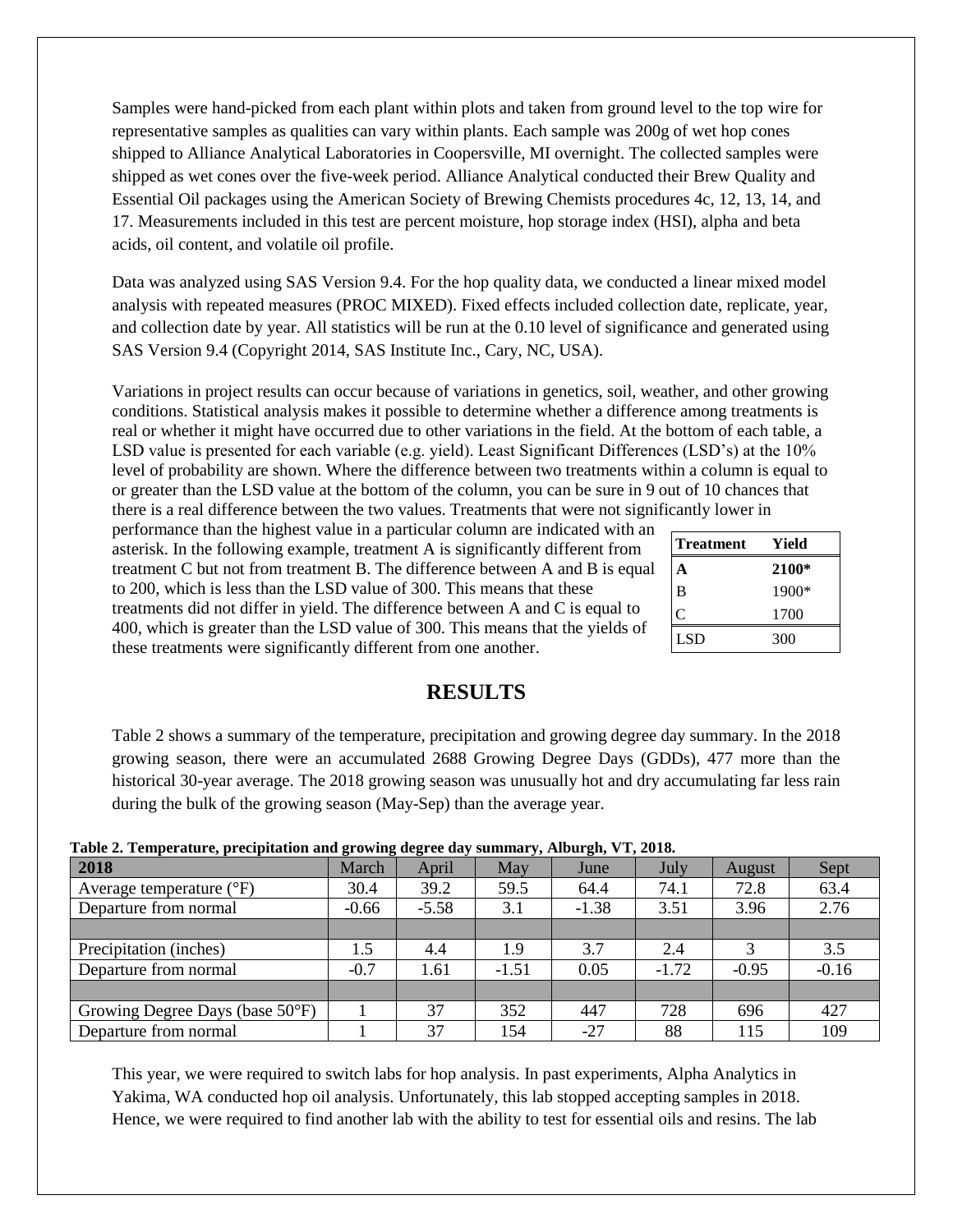Samples were hand-picked from each plant within plots and taken from ground level to the top wire for representative samples as qualities can vary within plants. Each sample was 200g of wet hop cones shipped to Alliance Analytical Laboratories in Coopersville, MI overnight. The collected samples were shipped as wet cones over the five-week period. Alliance Analytical conducted their Brew Quality and Essential Oil packages using the American Society of Brewing Chemists procedures 4c, 12, 13, 14, and 17. Measurements included in this test are percent moisture, hop storage index (HSI), alpha and beta acids, oil content, and volatile oil profile.

Data was analyzed using SAS Version 9.4. For the hop quality data, we conducted a linear mixed model analysis with repeated measures (PROC MIXED). Fixed effects included collection date, replicate, year, and collection date by year. All statistics will be run at the 0.10 level of significance and generated using SAS Version 9.4 (Copyright 2014, SAS Institute Inc., Cary, NC, USA).

Variations in project results can occur because of variations in genetics, soil, weather, and other growing conditions. Statistical analysis makes it possible to determine whether a difference among treatments is real or whether it might have occurred due to other variations in the field. At the bottom of each table, a LSD value is presented for each variable (e.g. yield). Least Significant Differences (LSD's) at the 10% level of probability are shown. Where the difference between two treatments within a column is equal to or greater than the LSD value at the bottom of the column, you can be sure in 9 out of 10 chances that there is a real difference between the two values. Treatments that were not significantly lower in performance than the highest value in a particular column are indicated with an asterisk. In the following example, treatment A is significantly different from treatment C but not from treatment B. The difference between A and B is equal to 200, which is less than the LSD value of 300. This means that these treatments did not differ in yield. The difference between A and C is equal to 400, which is greater than the LSD value of 300. This means that the yields of these treatments were significantly different from one another.

| Treatment | Yield |
|---|---|
| **A** | **2100*** |
| B | 1900* |
| C | 1700 |
| LSD | 300 |

## RESULTS

Table 2 shows a summary of the temperature, precipitation and growing degree day summary. In the 2018 growing season, there were an accumulated 2688 Growing Degree Days (GDDs), 477 more than the historical 30-year average. The 2018 growing season was unusually hot and dry accumulating far less rain during the bulk of the growing season (May-Sep) than the average year.

**Table 2. Temperature, precipitation and growing degree day summary, Alburgh, VT, 2018.**

| 2018 | March | April | May | June | July | August | Sept |
|---|---|---|---|---|---|---|---|
| Average temperature (°F) | 30.4 | 39.2 | 59.5 | 64.4 | 74.1 | 72.8 | 63.4 |
| Departure from normal | -0.66 | -5.58 | 3.1 | -1.38 | 3.51 | 3.96 | 2.76 |
| | | | | | | | |
| Precipitation (inches) | 1.5 | 4.4 | 1.9 | 3.7 | 2.4 | 3 | 3.5 |
| Departure from normal | -0.7 | 1.61 | -1.51 | 0.05 | -1.72 | -0.95 | -0.16 |
| | | | | | | | |
| Growing Degree Days (base 50°F) | 1 | 37 | 352 | 447 | 728 | 696 | 427 |
| Departure from normal | 1 | 37 | 154 | -27 | 88 | 115 | 109 |

This year, we were required to switch labs for hop analysis. In past experiments, Alpha Analytics in Yakima, WA conducted hop oil analysis. Unfortunately, this lab stopped accepting samples in 2018. Hence, we were required to find another lab with the ability to test for essential oils and resins. The lab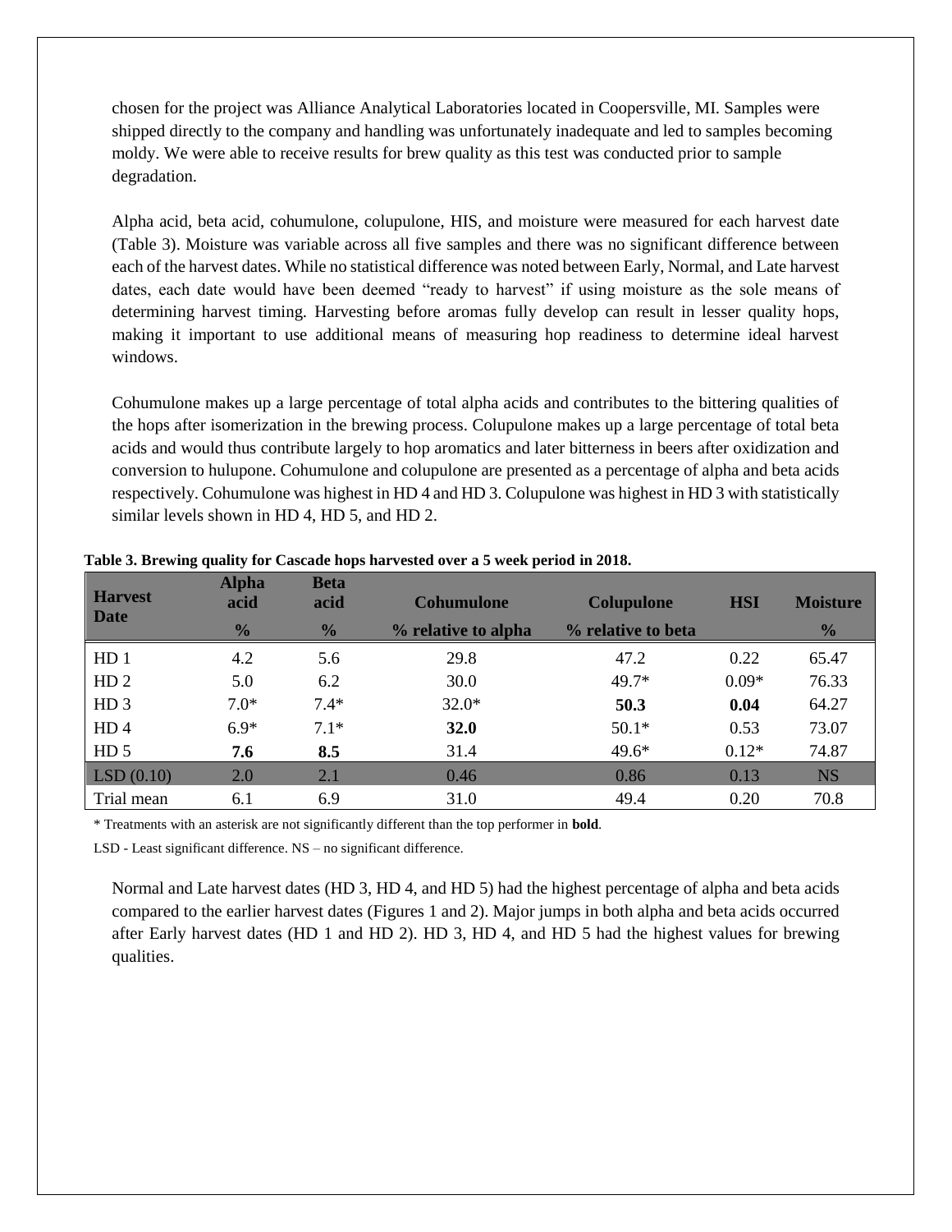chosen for the project was Alliance Analytical Laboratories located in Coopersville, MI. Samples were shipped directly to the company and handling was unfortunately inadequate and led to samples becoming moldy. We were able to receive results for brew quality as this test was conducted prior to sample degradation.

Alpha acid, beta acid, cohumulone, colupulone, HIS, and moisture were measured for each harvest date (Table 3). Moisture was variable across all five samples and there was no significant difference between each of the harvest dates. While no statistical difference was noted between Early, Normal, and Late harvest dates, each date would have been deemed "ready to harvest" if using moisture as the sole means of determining harvest timing. Harvesting before aromas fully develop can result in lesser quality hops, making it important to use additional means of measuring hop readiness to determine ideal harvest windows.

Cohumulone makes up a large percentage of total alpha acids and contributes to the bittering qualities of the hops after isomerization in the brewing process. Colupulone makes up a large percentage of total beta acids and would thus contribute largely to hop aromatics and later bitterness in beers after oxidization and conversion to hulupone. Cohumulone and colupulone are presented as a percentage of alpha and beta acids respectively. Cohumulone was highest in HD 4 and HD 3. Colupulone was highest in HD 3 with statistically similar levels shown in HD 4, HD 5, and HD 2.

**Table 3. Brewing quality for Cascade hops harvested over a 5 week period in 2018.**

| Harvest Date | Alpha acid | Beta acid | Cohumulone | Colupulone | HSI | Moisture |
|---|---|---|---|---|---|---|
| | % | % | % relative to alpha | % relative to beta | | % |
| HD 1 | 4.2 | 5.6 | 29.8 | 47.2 | 0.22 | 65.47 |
| HD 2 | 5.0 | 6.2 | 30.0 | 49.7* | 0.09* | 76.33 |
| HD 3 | 7.0* | 7.4* | 32.0* | **50.3** | **0.04** | 64.27 |
| HD 4 | 6.9* | 7.1* | **32.0** | 50.1* | 0.53 | 73.07 |
| HD 5 | **7.6** | **8.5** | 31.4 | 49.6* | 0.12* | 74.87 |
| LSD (0.10) | 2.0 | 2.1 | 0.46 | 0.86 | 0.13 | NS |
| Trial mean | 6.1 | 6.9 | 31.0 | 49.4 | 0.20 | 70.8 |

\* Treatments with an asterisk are not significantly different than the top performer in **bold**.

LSD - Least significant difference. NS – no significant difference.

Normal and Late harvest dates (HD 3, HD 4, and HD 5) had the highest percentage of alpha and beta acids compared to the earlier harvest dates (Figures 1 and 2). Major jumps in both alpha and beta acids occurred after Early harvest dates (HD 1 and HD 2). HD 3, HD 4, and HD 5 had the highest values for brewing qualities.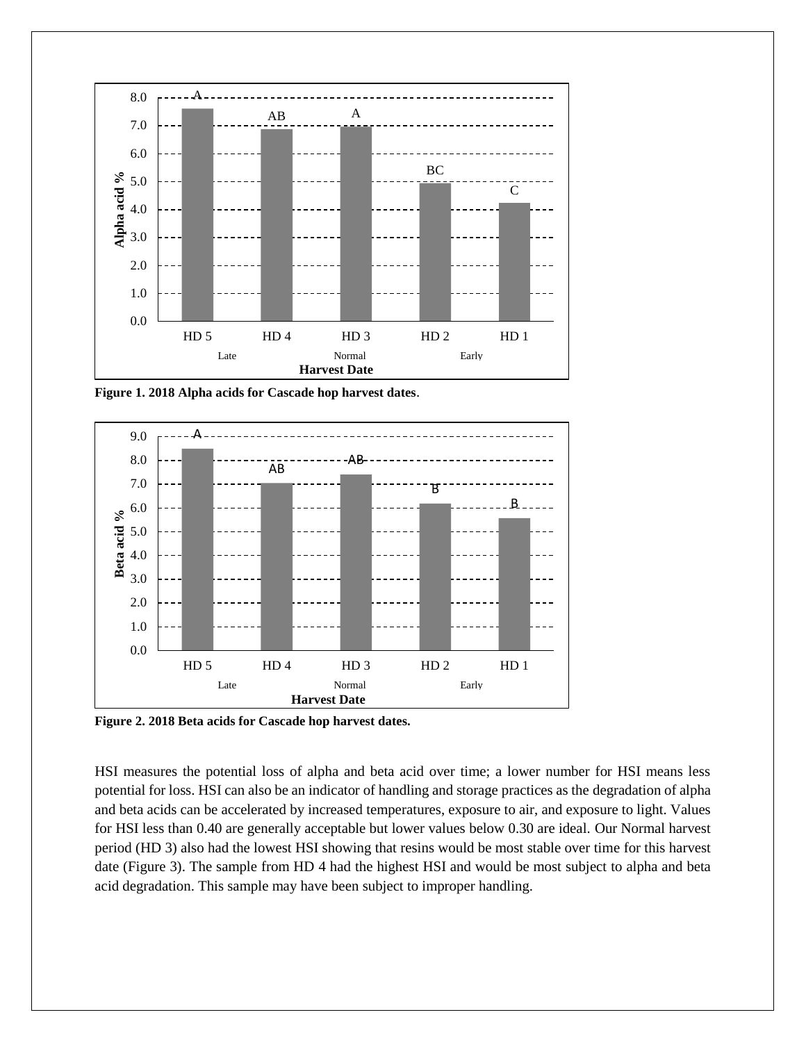Figure 1. 2018 Alpha acids for Cascade hop harvest dates.

Figure 2. 2018 Beta acids for Cascade hop harvest dates.

HSI measures the potential loss of alpha and beta acid over time; a lower number for HSI means less potential for loss. HSI can also be an indicator of handling and storage practices as the degradation of alpha and beta acids can be accelerated by increased temperatures, exposure to air, and exposure to light. Values for HSI less than 0.40 are generally acceptable but lower values below 0.30 are ideal. Our Normal harvest period (HD 3) also had the lowest HSI showing that resins would be most stable over time for this harvest date (Figure 3). The sample from HD 4 had the highest HSI and would be most subject to alpha and beta acid degradation. This sample may have been subject to improper handling.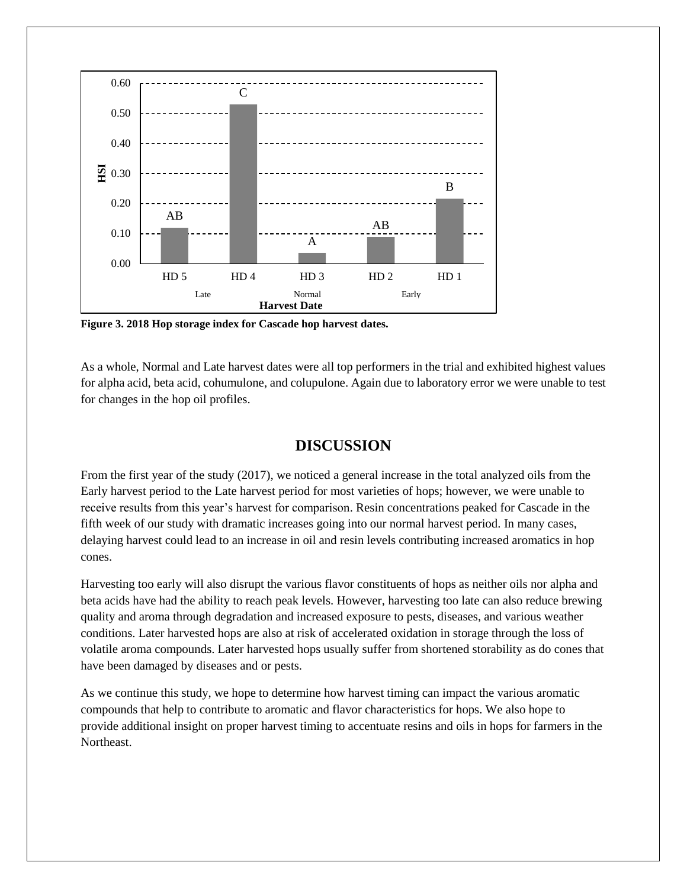**Figure 3. 2018 Hop storage index for Cascade hop harvest dates.**

As a whole, Normal and Late harvest dates were all top performers in the trial and exhibited highest values for alpha acid, beta acid, cohumulone, and colupulone. Again due to laboratory error we were unable to test for changes in the hop oil profiles.

## DISCUSSION

From the first year of the study (2017), we noticed a general increase in the total analyzed oils from the Early harvest period to the Late harvest period for most varieties of hops; however, we were unable to receive results from this year's harvest for comparison. Resin concentrations peaked for Cascade in the fifth week of our study with dramatic increases going into our normal harvest period. In many cases, delaying harvest could lead to an increase in oil and resin levels contributing increased aromatics in hop cones.

Harvesting too early will also disrupt the various flavor constituents of hops as neither oils nor alpha and beta acids have had the ability to reach peak levels. However, harvesting too late can also reduce brewing quality and aroma through degradation and increased exposure to pests, diseases, and various weather conditions. Later harvested hops are also at risk of accelerated oxidation in storage through the loss of volatile aroma compounds. Later harvested hops usually suffer from shortened storability as do cones that have been damaged by diseases and or pests.

As we continue this study, we hope to determine how harvest timing can impact the various aromatic compounds that help to contribute to aromatic and flavor characteristics for hops. We also hope to provide additional insight on proper harvest timing to accentuate resins and oils in hops for farmers in the Northeast.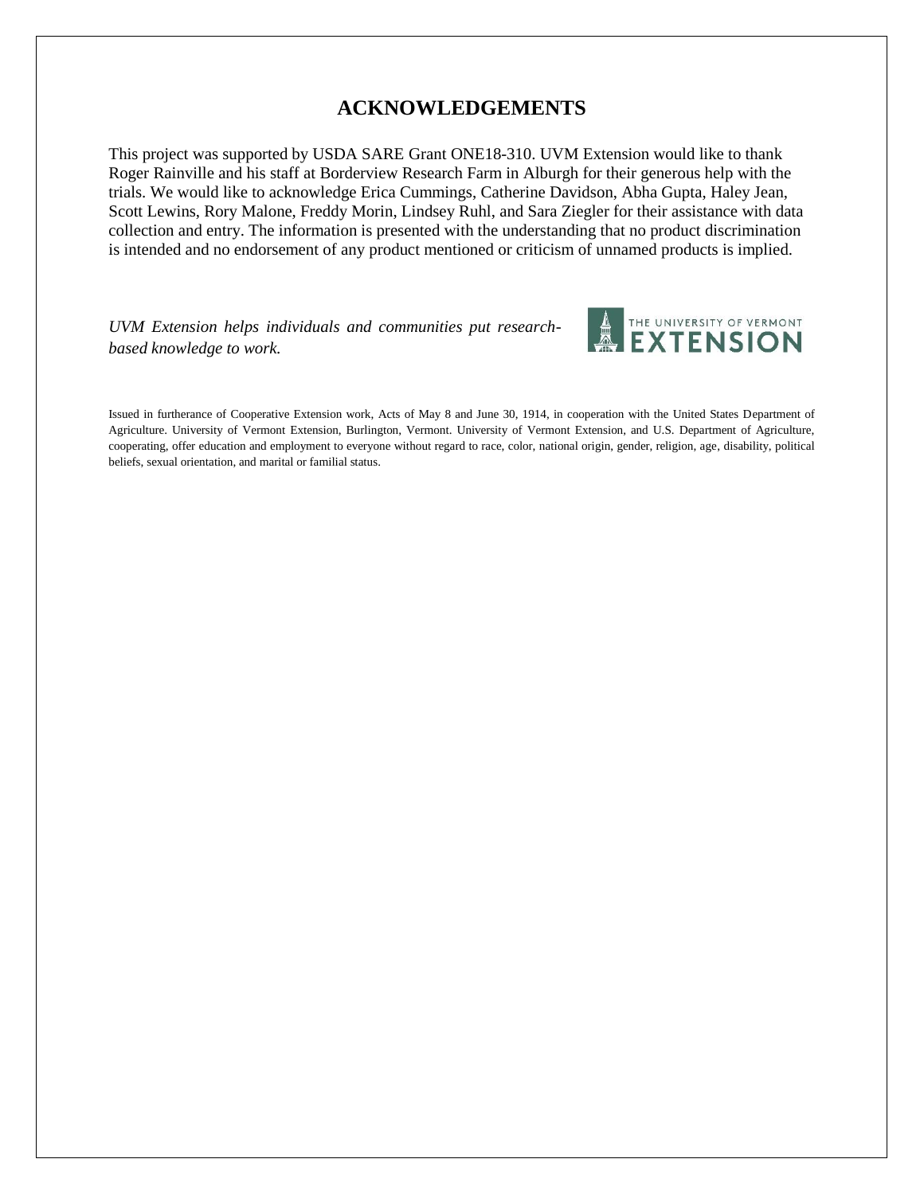# ACKNOWLEDGEMENTS

This project was supported by USDA SARE Grant ONE18-310. UVM Extension would like to thank Roger Rainville and his staff at Borderview Research Farm in Alburgh for their generous help with the trials. We would like to acknowledge Erica Cummings, Catherine Davidson, Abha Gupta, Haley Jean, Scott Lewins, Rory Malone, Freddy Morin, Lindsey Ruhl, and Sara Ziegler for their assistance with data collection and entry. The information is presented with the understanding that no product discrimination is intended and no endorsement of any product mentioned or criticism of unnamed products is implied.

*UVM Extension helps individuals and communities put research-based knowledge to work.*

THE UNIVERSITY OF VERMONT EXTENSION

Issued in furtherance of Cooperative Extension work, Acts of May 8 and June 30, 1914, in cooperation with the United States Department of Agriculture. University of Vermont Extension, Burlington, Vermont. University of Vermont Extension, and U.S. Department of Agriculture, cooperating, offer education and employment to everyone without regard to race, color, national origin, gender, religion, age, disability, political beliefs, sexual orientation, and marital or familial status.